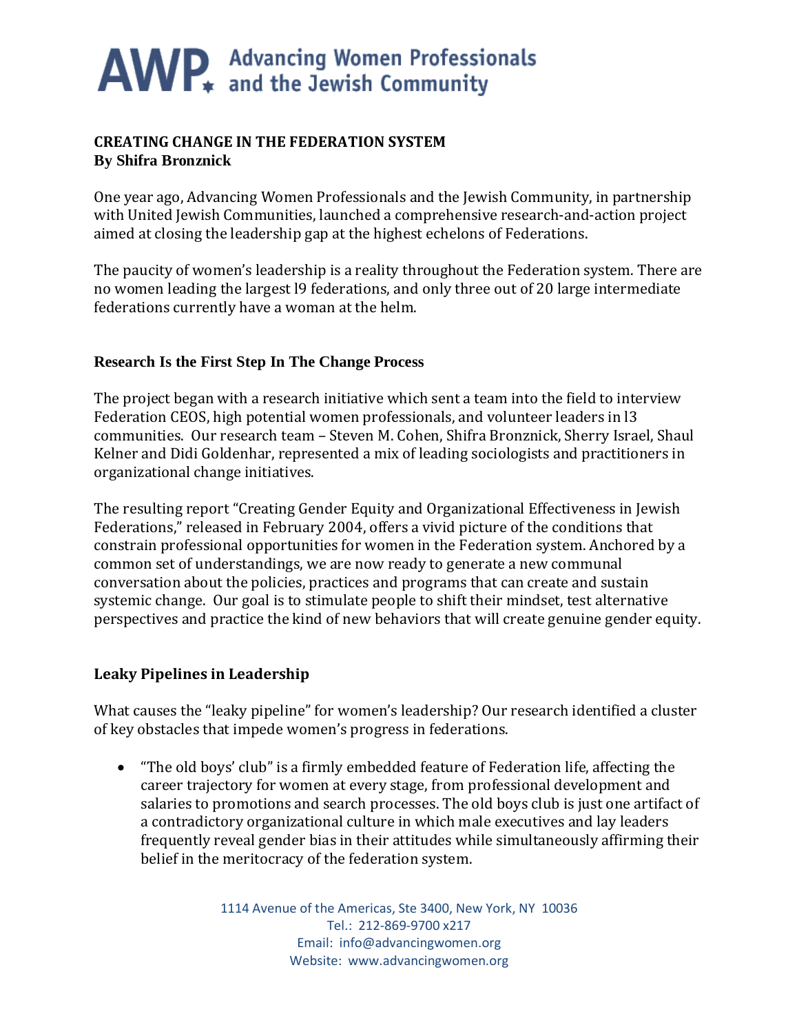# AWP Advancing Women Professionals and the Jewish Community

**CREATING CHANGE IN THE FEDERATION SYSTEM**
**By Shifra Bronznick**

One year ago, Advancing Women Professionals and the Jewish Community, in partnership with United Jewish Communities, launched a comprehensive research-and-action project aimed at closing the leadership gap at the highest echelons of Federations.

The paucity of women's leadership is a reality throughout the Federation system. There are no women leading the largest l9 federations, and only three out of 20 large intermediate federations currently have a woman at the helm.

## Research Is the First Step In The Change Process

The project began with a research initiative which sent a team into the field to interview Federation CEOS, high potential women professionals, and volunteer leaders in l3 communities. Our research team – Steven M. Cohen, Shifra Bronznick, Sherry Israel, Shaul Kelner and Didi Goldenhar, represented a mix of leading sociologists and practitioners in organizational change initiatives.

The resulting report "Creating Gender Equity and Organizational Effectiveness in Jewish Federations," released in February 2004, offers a vivid picture of the conditions that constrain professional opportunities for women in the Federation system. Anchored by a common set of understandings, we are now ready to generate a new communal conversation about the policies, practices and programs that can create and sustain systemic change. Our goal is to stimulate people to shift their mindset, test alternative perspectives and practice the kind of new behaviors that will create genuine gender equity.

## Leaky Pipelines in Leadership

What causes the "leaky pipeline" for women's leadership? Our research identified a cluster of key obstacles that impede women's progress in federations.

- "The old boys' club" is a firmly embedded feature of Federation life, affecting the career trajectory for women at every stage, from professional development and salaries to promotions and search processes. The old boys club is just one artifact of a contradictory organizational culture in which male executives and lay leaders frequently reveal gender bias in their attitudes while simultaneously affirming their belief in the meritocracy of the federation system.

1114 Avenue of the Americas, Ste 3400, New York, NY 10036
Tel.: 212-869-9700 x217
Email: info@advancingwomen.org
Website: www.advancingwomen.org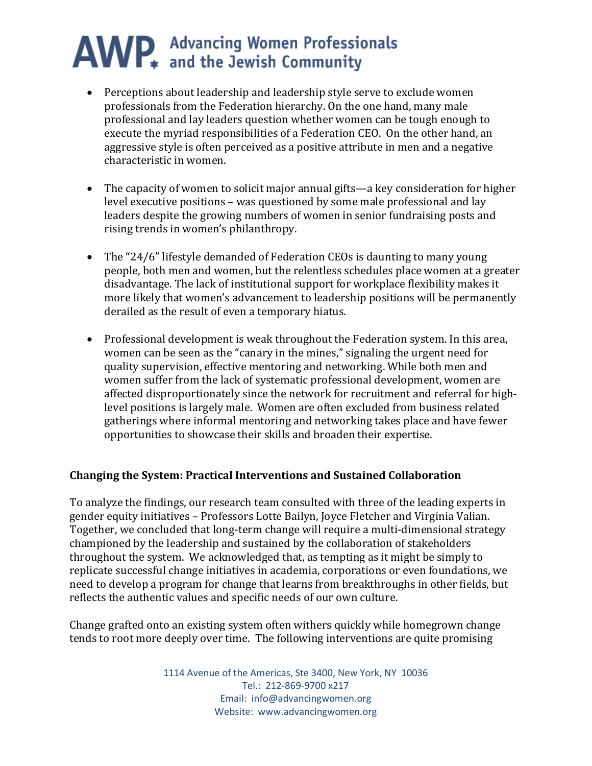- Perceptions about leadership and leadership style serve to exclude women professionals from the Federation hierarchy. On the one hand, many male professional and lay leaders question whether women can be tough enough to execute the myriad responsibilities of a Federation CEO. On the other hand, an aggressive style is often perceived as a positive attribute in men and a negative characteristic in women.

- The capacity of women to solicit major annual gifts—a key consideration for higher level executive positions – was questioned by some male professional and lay leaders despite the growing numbers of women in senior fundraising posts and rising trends in women's philanthropy.

- The "24/6" lifestyle demanded of Federation CEOs is daunting to many young people, both men and women, but the relentless schedules place women at a greater disadvantage. The lack of institutional support for workplace flexibility makes it more likely that women's advancement to leadership positions will be permanently derailed as the result of even a temporary hiatus.

- Professional development is weak throughout the Federation system. In this area, women can be seen as the "canary in the mines," signaling the urgent need for quality supervision, effective mentoring and networking. While both men and women suffer from the lack of systematic professional development, women are affected disproportionately since the network for recruitment and referral for high-level positions is largely male. Women are often excluded from business related gatherings where informal mentoring and networking takes place and have fewer opportunities to showcase their skills and broaden their expertise.

**Changing the System: Practical Interventions and Sustained Collaboration**

To analyze the findings, our research team consulted with three of the leading experts in gender equity initiatives – Professors Lotte Bailyn, Joyce Fletcher and Virginia Valian. Together, we concluded that long-term change will require a multi-dimensional strategy championed by the leadership and sustained by the collaboration of stakeholders throughout the system. We acknowledged that, as tempting as it might be simply to replicate successful change initiatives in academia, corporations or even foundations, we need to develop a program for change that learns from breakthroughs in other fields, but reflects the authentic values and specific needs of our own culture.

Change grafted onto an existing system often withers quickly while homegrown change tends to root more deeply over time. The following interventions are quite promising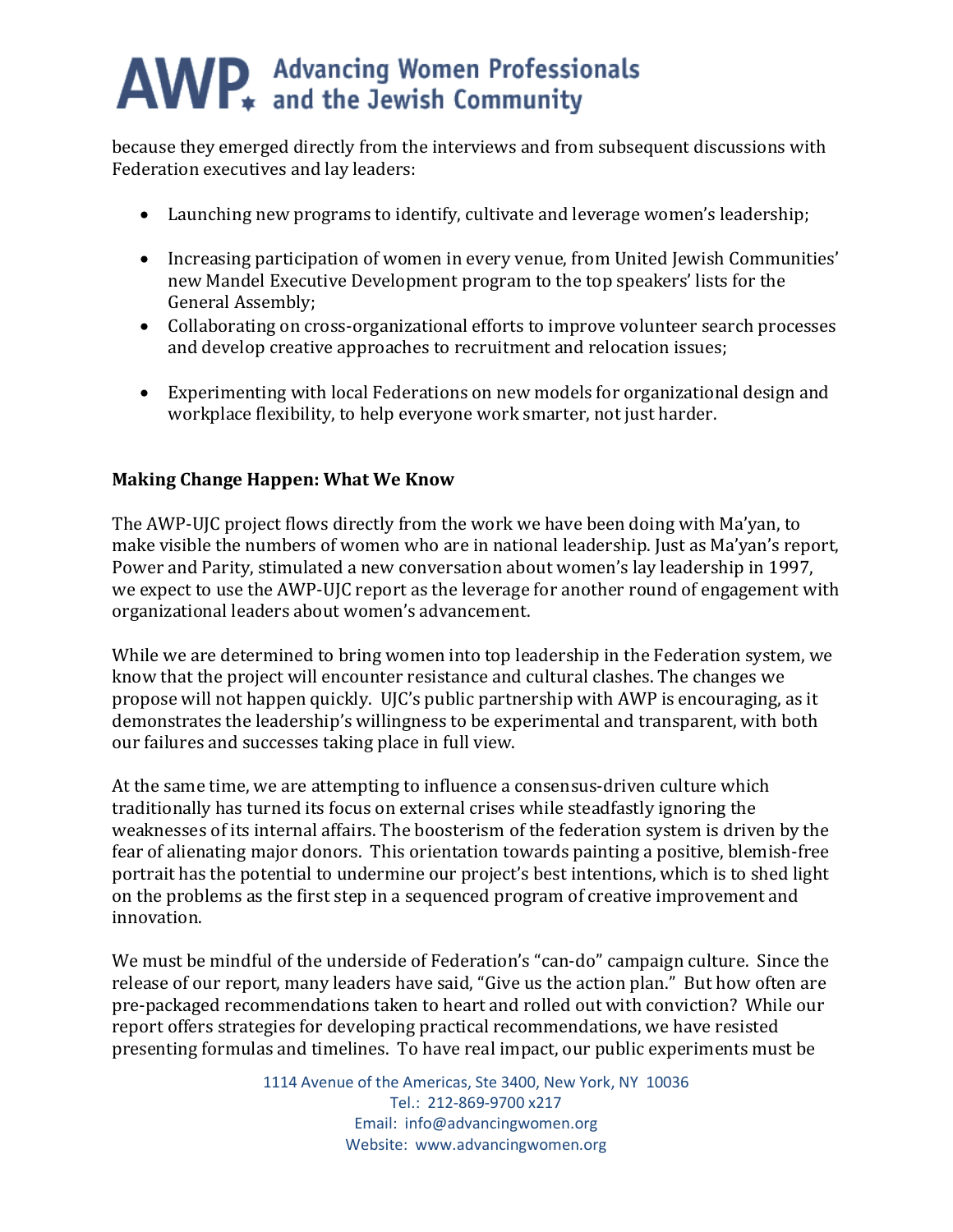because they emerged directly from the interviews and from subsequent discussions with Federation executives and lay leaders:

- Launching new programs to identify, cultivate and leverage women's leadership;
- Increasing participation of women in every venue, from United Jewish Communities' new Mandel Executive Development program to the top speakers' lists for the General Assembly;
- Collaborating on cross-organizational efforts to improve volunteer search processes and develop creative approaches to recruitment and relocation issues;
- Experimenting with local Federations on new models for organizational design and workplace flexibility, to help everyone work smarter, not just harder.

**Making Change Happen: What We Know**

The AWP-UJC project flows directly from the work we have been doing with Ma'yan, to make visible the numbers of women who are in national leadership. Just as Ma'yan's report, Power and Parity, stimulated a new conversation about women's lay leadership in 1997, we expect to use the AWP-UJC report as the leverage for another round of engagement with organizational leaders about women's advancement.

While we are determined to bring women into top leadership in the Federation system, we know that the project will encounter resistance and cultural clashes. The changes we propose will not happen quickly. UJC's public partnership with AWP is encouraging, as it demonstrates the leadership's willingness to be experimental and transparent, with both our failures and successes taking place in full view.

At the same time, we are attempting to influence a consensus-driven culture which traditionally has turned its focus on external crises while steadfastly ignoring the weaknesses of its internal affairs. The boosterism of the federation system is driven by the fear of alienating major donors. This orientation towards painting a positive, blemish-free portrait has the potential to undermine our project's best intentions, which is to shed light on the problems as the first step in a sequenced program of creative improvement and innovation.

We must be mindful of the underside of Federation's "can-do" campaign culture. Since the release of our report, many leaders have said, "Give us the action plan." But how often are pre-packaged recommendations taken to heart and rolled out with conviction? While our report offers strategies for developing practical recommendations, we have resisted presenting formulas and timelines. To have real impact, our public experiments must be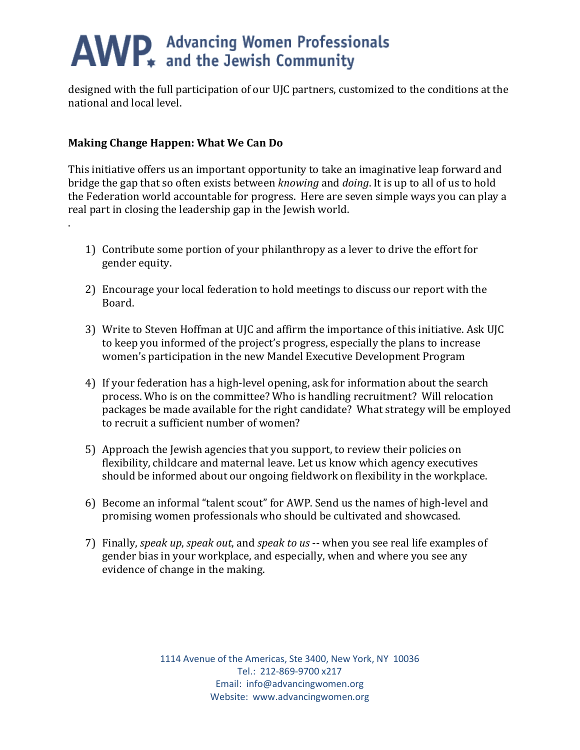designed with the full participation of our UJC partners, customized to the conditions at the national and local level.

**Making Change Happen: What We Can Do**

This initiative offers us an important opportunity to take an imaginative leap forward and bridge the gap that so often exists between *knowing* and *doing*. It is up to all of us to hold the Federation world accountable for progress. Here are seven simple ways you can play a real part in closing the leadership gap in the Jewish world.

.

1) Contribute some portion of your philanthropy as a lever to drive the effort for gender equity.

2) Encourage your local federation to hold meetings to discuss our report with the Board.

3) Write to Steven Hoffman at UJC and affirm the importance of this initiative. Ask UJC to keep you informed of the project's progress, especially the plans to increase women's participation in the new Mandel Executive Development Program

4) If your federation has a high-level opening, ask for information about the search process. Who is on the committee? Who is handling recruitment? Will relocation packages be made available for the right candidate? What strategy will be employed to recruit a sufficient number of women?

5) Approach the Jewish agencies that you support, to review their policies on flexibility, childcare and maternal leave. Let us know which agency executives should be informed about our ongoing fieldwork on flexibility in the workplace.

6) Become an informal "talent scout" for AWP. Send us the names of high-level and promising women professionals who should be cultivated and showcased.

7) Finally, *speak up*, *speak out*, and *speak to us* -- when you see real life examples of gender bias in your workplace, and especially, when and where you see any evidence of change in the making.